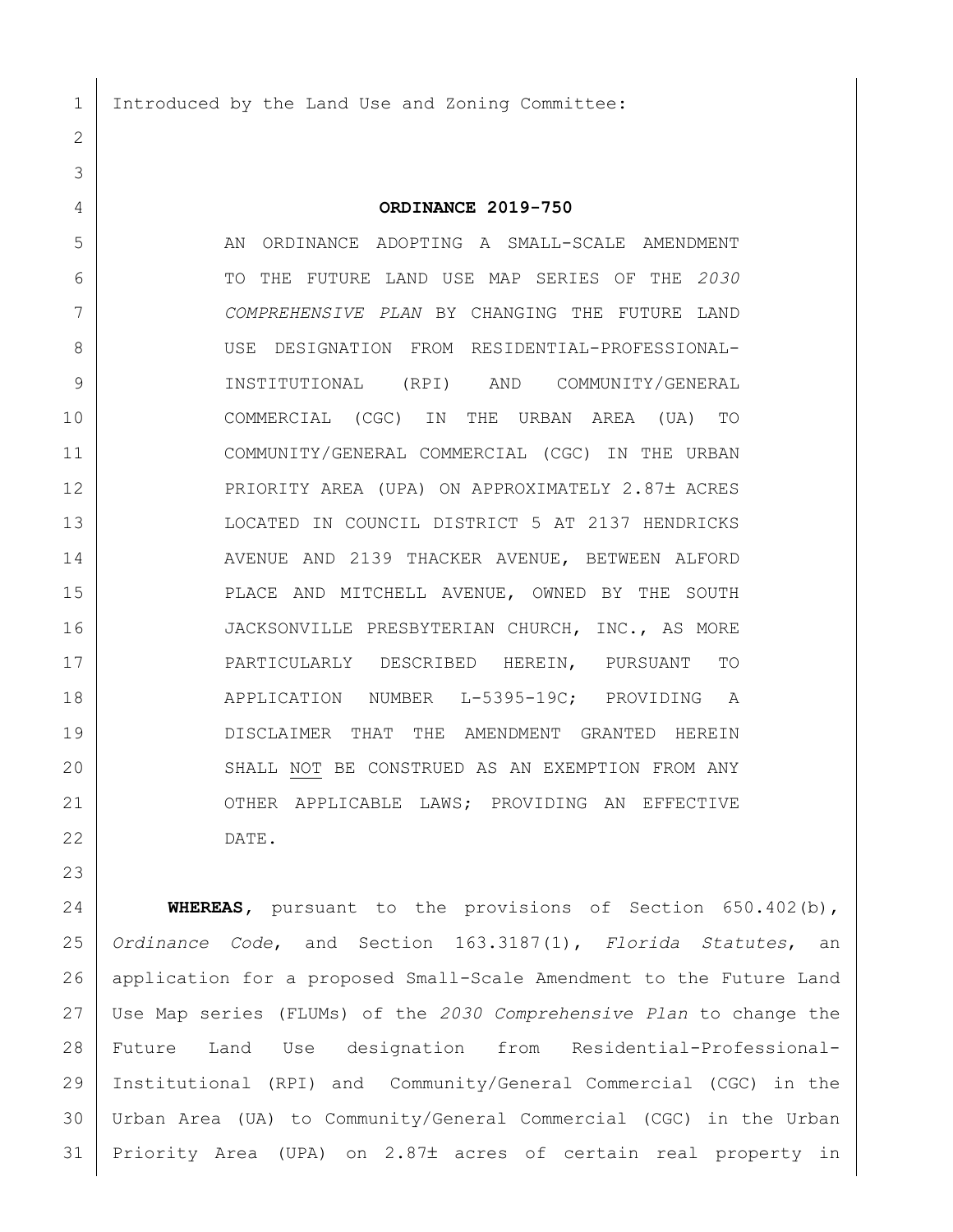Introduced by the Land Use and Zoning Committee:

**ORDINANCE 2019-750**

AN ORDINANCE ADOPTING A SMALL-SCALE AMENDMENT TO THE FUTURE LAND USE MAP SERIES OF THE *2030 COMPREHENSIVE PLAN* BY CHANGING THE FUTURE LAND USE DESIGNATION FROM RESIDENTIAL-PROFESSIONAL-INSTITUTIONAL (RPI) AND COMMUNITY/GENERAL COMMERCIAL (CGC) IN THE URBAN AREA (UA) TO COMMUNITY/GENERAL COMMERCIAL (CGC) IN THE URBAN PRIORITY AREA (UPA) ON APPROXIMATELY 2.87± ACRES LOCATED IN COUNCIL DISTRICT 5 AT 2137 HENDRICKS AVENUE AND 2139 THACKER AVENUE, BETWEEN ALFORD PLACE AND MITCHELL AVENUE, OWNED BY THE SOUTH JACKSONVILLE PRESBYTERIAN CHURCH, INC., AS MORE PARTICULARLY DESCRIBED HEREIN, PURSUANT TO APPLICATION NUMBER L-5395-19C; PROVIDING A DISCLAIMER THAT THE AMENDMENT GRANTED HEREIN SHALL NOT BE CONSTRUED AS AN EXEMPTION FROM ANY OTHER APPLICABLE LAWS; PROVIDING AN EFFECTIVE DATE.

**WHEREAS**, pursuant to the provisions of Section 650.402(b), *Ordinance Code*, and Section 163.3187(1), *Florida Statutes*, an application for a proposed Small-Scale Amendment to the Future Land Use Map series (FLUMs) of the *2030 Comprehensive Plan* to change the Future Land Use designation from Residential-Professional-Institutional (RPI) and Community/General Commercial (CGC) in the Urban Area (UA) to Community/General Commercial (CGC) in the Urban Priority Area (UPA) on 2.87± acres of certain real property in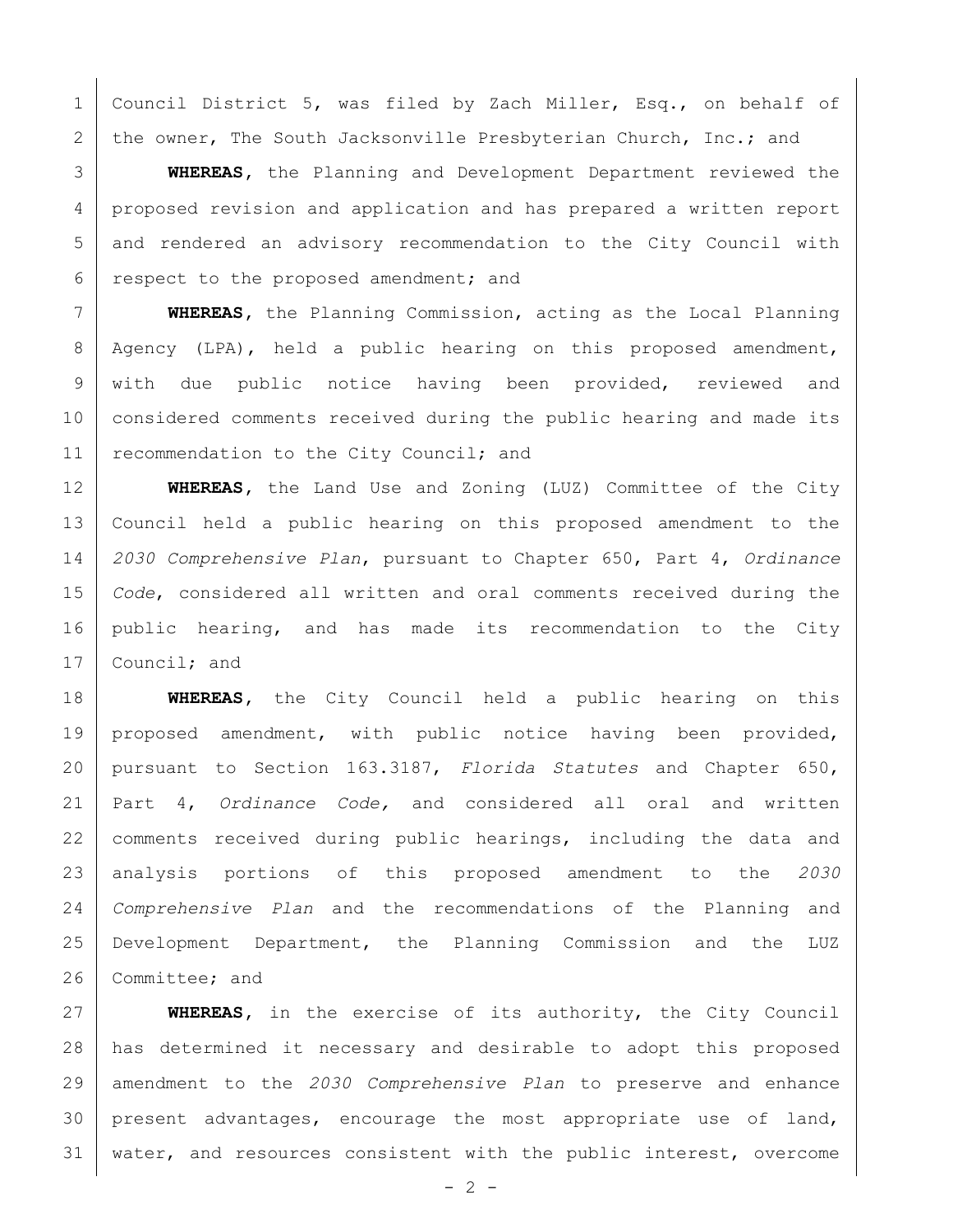Council District 5, was filed by Zach Miller, Esq., on behalf of the owner, The South Jacksonville Presbyterian Church, Inc.; and

**WHEREAS**, the Planning and Development Department reviewed the proposed revision and application and has prepared a written report and rendered an advisory recommendation to the City Council with respect to the proposed amendment; and

**WHEREAS**, the Planning Commission, acting as the Local Planning Agency (LPA), held a public hearing on this proposed amendment, with due public notice having been provided, reviewed and considered comments received during the public hearing and made its recommendation to the City Council; and

**WHEREAS**, the Land Use and Zoning (LUZ) Committee of the City Council held a public hearing on this proposed amendment to the *2030 Comprehensive Plan*, pursuant to Chapter 650, Part 4, *Ordinance Code*, considered all written and oral comments received during the public hearing, and has made its recommendation to the City Council; and

**WHEREAS**, the City Council held a public hearing on this proposed amendment, with public notice having been provided, pursuant to Section 163.3187, *Florida Statutes* and Chapter 650, Part 4, *Ordinance Code,* and considered all oral and written comments received during public hearings, including the data and analysis portions of this proposed amendment to the *2030 Comprehensive Plan* and the recommendations of the Planning and Development Department, the Planning Commission and the LUZ Committee; and

**WHEREAS**, in the exercise of its authority, the City Council has determined it necessary and desirable to adopt this proposed amendment to the *2030 Comprehensive Plan* to preserve and enhance present advantages, encourage the most appropriate use of land, water, and resources consistent with the public interest, overcome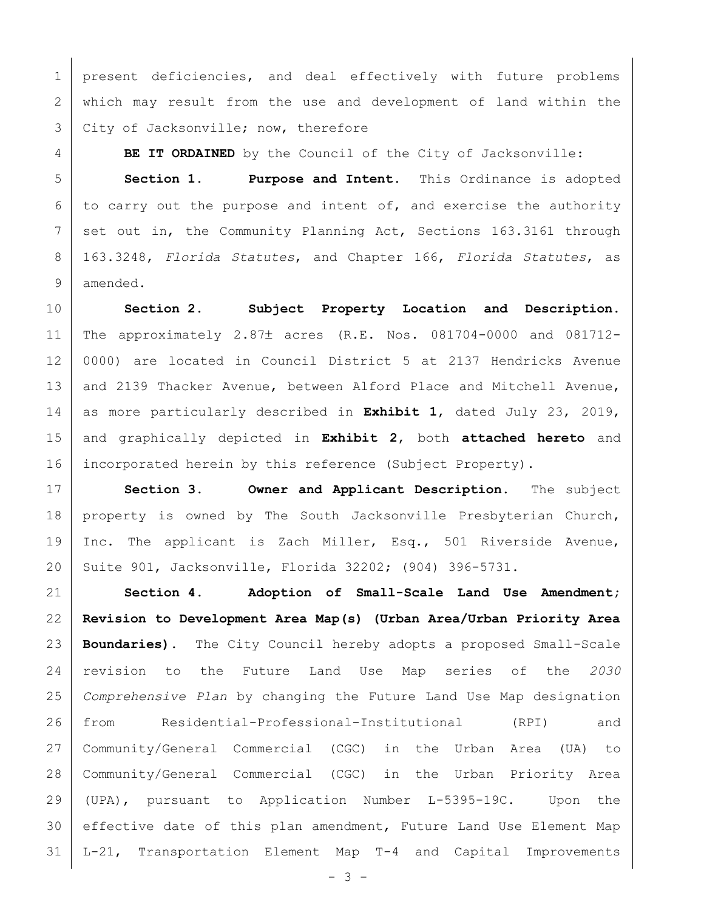present deficiencies, and deal effectively with future problems which may result from the use and development of land within the City of Jacksonville; now, therefore

**BE IT ORDAINED** by the Council of the City of Jacksonville:

**Section 1. Purpose and Intent.** This Ordinance is adopted to carry out the purpose and intent of, and exercise the authority set out in, the Community Planning Act, Sections 163.3161 through 163.3248, *Florida Statutes*, and Chapter 166, *Florida Statutes*, as amended.

**Section 2. Subject Property Location and Description.** The approximately 2.87± acres (R.E. Nos. 081704-0000 and 081712-0000) are located in Council District 5 at 2137 Hendricks Avenue and 2139 Thacker Avenue, between Alford Place and Mitchell Avenue, as more particularly described in **Exhibit 1**, dated July 23, 2019, and graphically depicted in **Exhibit 2**, both **attached hereto** and incorporated herein by this reference (Subject Property).

**Section 3. Owner and Applicant Description.** The subject property is owned by The South Jacksonville Presbyterian Church, Inc. The applicant is Zach Miller, Esq., 501 Riverside Avenue, Suite 901, Jacksonville, Florida 32202; (904) 396-5731.

**Section 4. Adoption of Small-Scale Land Use Amendment; Revision to Development Area Map(s) (Urban Area/Urban Priority Area Boundaries).** The City Council hereby adopts a proposed Small-Scale revision to the Future Land Use Map series of the *2030 Comprehensive Plan* by changing the Future Land Use Map designation from Residential-Professional-Institutional (RPI) and Community/General Commercial (CGC) in the Urban Area (UA) to Community/General Commercial (CGC) in the Urban Priority Area (UPA), pursuant to Application Number L-5395-19C. Upon the effective date of this plan amendment, Future Land Use Element Map L-21, Transportation Element Map T-4 and Capital Improvements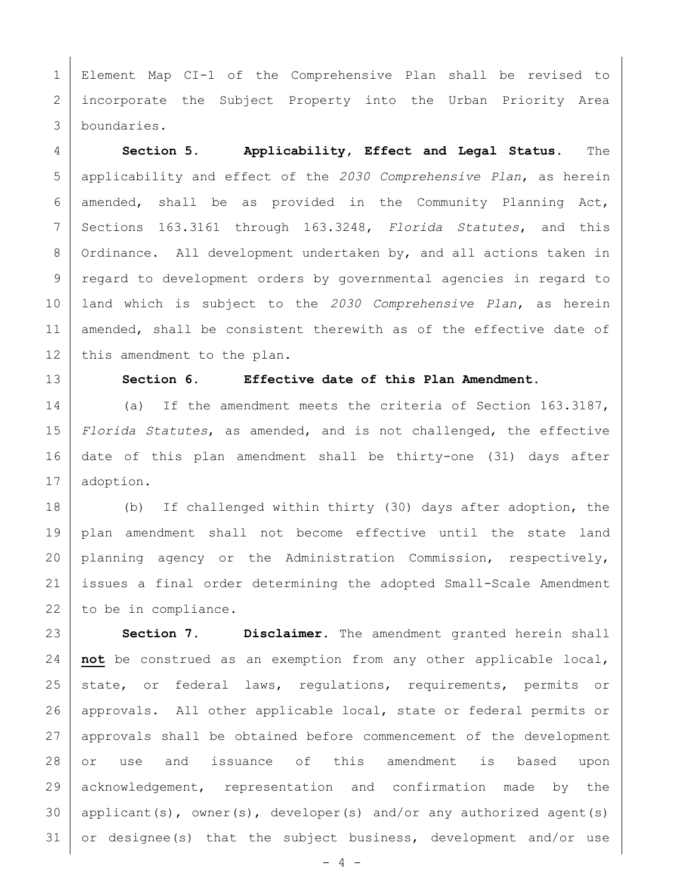Element Map CI-1 of the Comprehensive Plan shall be revised to incorporate the Subject Property into the Urban Priority Area boundaries.

**Section 5. Applicability, Effect and Legal Status.** The applicability and effect of the *2030 Comprehensive Plan*, as herein amended, shall be as provided in the Community Planning Act, Sections 163.3161 through 163.3248, *Florida Statutes*, and this Ordinance. All development undertaken by, and all actions taken in regard to development orders by governmental agencies in regard to land which is subject to the *2030 Comprehensive Plan*, as herein amended, shall be consistent therewith as of the effective date of this amendment to the plan.

**Section 6. Effective date of this Plan Amendment.**

(a) If the amendment meets the criteria of Section 163.3187, *Florida Statutes*, as amended, and is not challenged, the effective date of this plan amendment shall be thirty-one (31) days after adoption.

(b) If challenged within thirty (30) days after adoption, the plan amendment shall not become effective until the state land planning agency or the Administration Commission, respectively, issues a final order determining the adopted Small-Scale Amendment to be in compliance.

**Section 7. Disclaimer.** The amendment granted herein shall **not** be construed as an exemption from any other applicable local, state, or federal laws, regulations, requirements, permits or approvals. All other applicable local, state or federal permits or approvals shall be obtained before commencement of the development or use and issuance of this amendment is based upon acknowledgement, representation and confirmation made by the applicant(s), owner(s), developer(s) and/or any authorized agent(s) or designee(s) that the subject business, development and/or use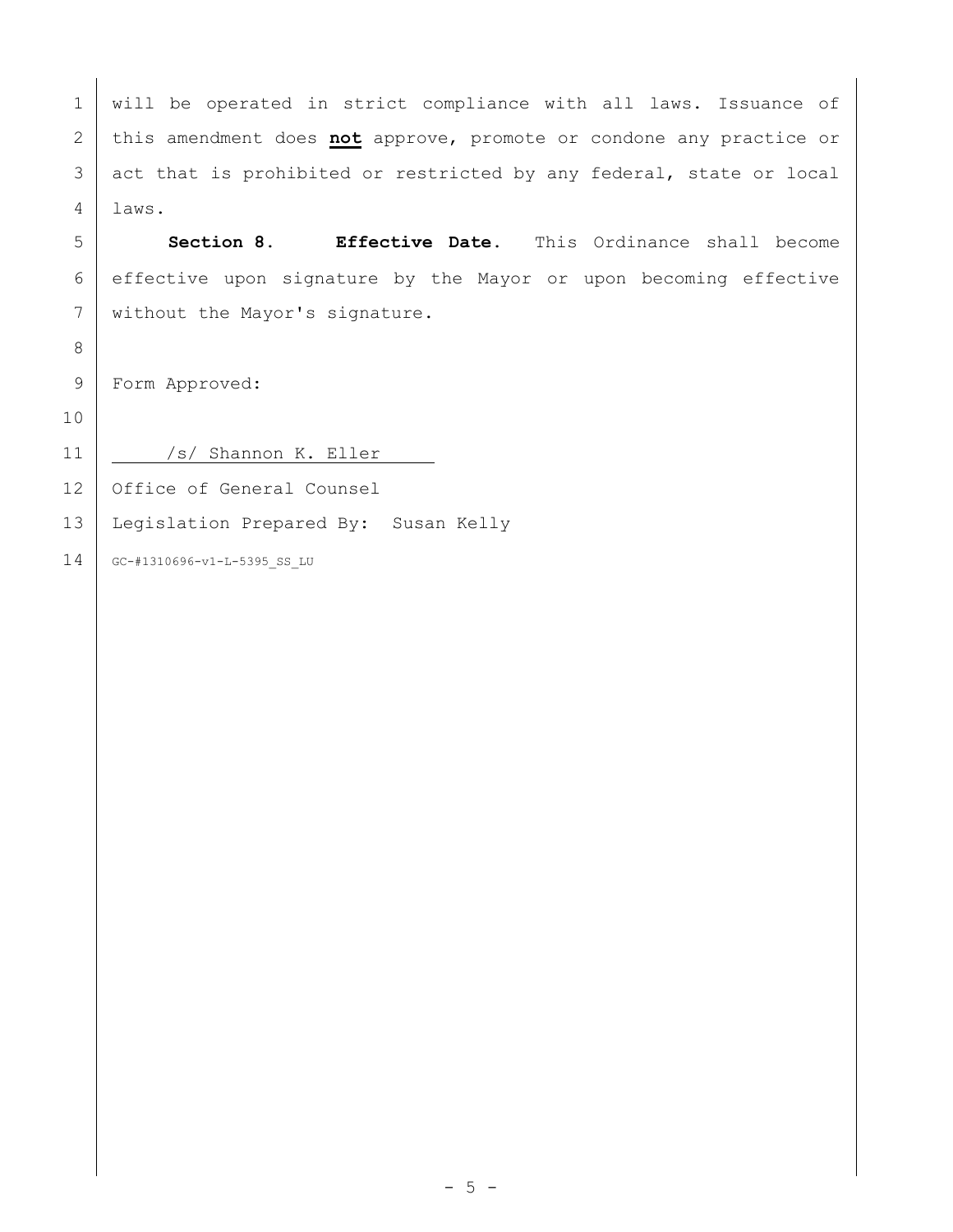will be operated in strict compliance with all laws. Issuance of this amendment does **not** approve, promote or condone any practice or act that is prohibited or restricted by any federal, state or local laws.

**Section 8. Effective Date.** This Ordinance shall become effective upon signature by the Mayor or upon becoming effective without the Mayor's signature.

Form Approved:

/s/ Shannon K. Eller

Office of General Counsel

Legislation Prepared By: Susan Kelly

GC-#1310696-v1-L-5395_SS_LU